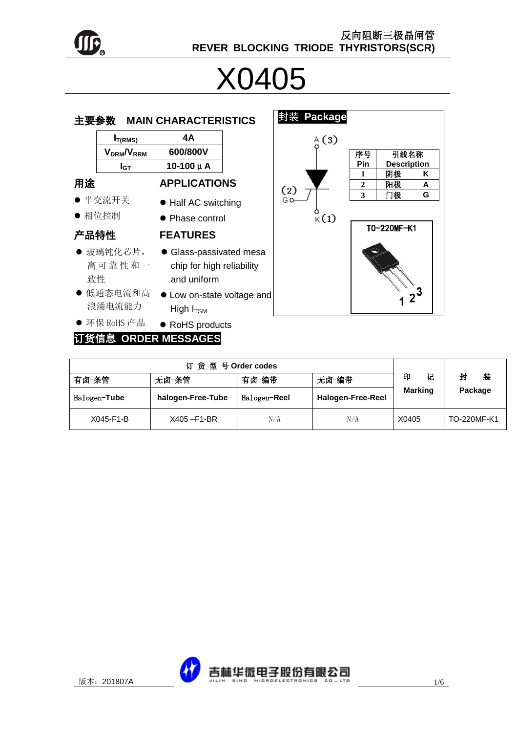反向阻断三极晶闸管
REVER BLOCKING TRIODE THYRISTORS(SCR)

# X0405

## 主要参数 MAIN CHARACTERISTICS

| $I_{T(RMS)}$ | 4A |
|---|---|
| $V_{DRM}/V_{RRM}$ | 600/800V |
| $I_{GT}$ | 10-100 μ A |

## 用途 APPLICATIONS

- 半交流开关 / Half AC switching
- 相位控制 / Phase control

## 产品特性 FEATURES

- 玻璃钝化芯片，高可靠性和一致性 / Glass-passivated mesa chip for high reliability and uniform
- 低通态电流和高浪涌电流能力 / Low on-state voltage and High $I_{TSM}$
- 环保 RoHS 产品 / RoHS products

## 封装 Package

A (3)
(2) G
K (1)

| 序号 Pin | 引线名称 Description | |
|---|---|---|
| 1 | 阴极 | K |
| 2 | 阳极 | A |
| 3 | 门极 | G |

TO-220MF-K1

## 订货信息 ORDER MESSAGES

| 订 货 型 号 Order codes | | | | 印 记 Marking | 封 装 Package |
|---|---|---|---|---|---|
| 有卤-条管 | 无卤-条管 | 有卤-编带 | 无卤-编带 | | |
| Halogen-Tube | halogen-Free-Tube | Halogen-Reel | Halogen-Free-Reel | | |
| X045-F1-B | X405 –F1-BR | N/A | N/A | X0405 | TO-220MF-K1 |

版本：201807A

吉林华微电子股份有限公司 JILIN SINO-MICROELECTRONICS CO., LTD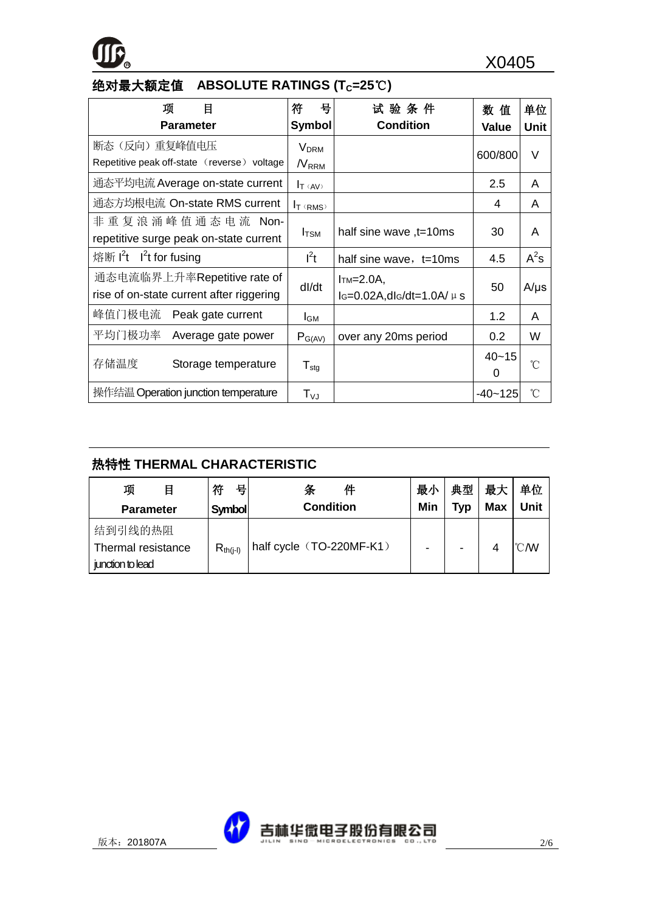## 绝对最大额定值 ABSOLUTE RATINGS ($T_C$=25℃)

| 项 目 Parameter | 符 号 Symbol | 试验条件 Condition | 数值 Value | 单位 Unit |
|---|---|---|---|---|
| 断态（反向）重复峰值电压 Repetitive peak off-state （reverse） voltage | $V_{DRM}$ /$V_{RRM}$ | | 600/800 | V |
| 通态平均电流 Average on-state current | $I_{T(AV)}$ | | 2.5 | A |
| 通态方均根电流 On-state RMS current | $I_{T(RMS)}$ | | 4 | A |
| 非重复浪涌峰值通态电流 Non-repetitive surge peak on-state current | $I_{TSM}$ | half sine wave ,t=10ms | 30 | A |
| 熔断 $I^2t$ $I^2t$ for fusing | $I^2t$ | half sine wave，t=10ms | 4.5 | $A^2s$ |
| 通态电流临界上升率 Repetitive rate of rise of on-state current after riggering | dI/dt | $I_{TM}$=2.0A, $I_G$=0.02A,d$I_G$/dt=1.0A/μs | 50 | A/μs |
| 峰值门极电流 Peak gate current | $I_{GM}$ | | 1.2 | A |
| 平均门极功率 Average gate power | $P_{G(AV)}$ | over any 20ms period | 0.2 | W |
| 存储温度 Storage temperature | $T_{stg}$ | | 40~150 | ℃ |
| 操作结温 Operation junction temperature | $T_{VJ}$ | | -40~125 | ℃ |

## 热特性 THERMAL CHARACTERISTIC

| 项 目 Parameter | 符 号 Symbol | 条 件 Condition | 最小 Min | 典型 Typ | 最大 Max | 单位 Unit |
|---|---|---|---|---|---|---|
| 结到引线的热阻 Thermal resistance junction to lead | $R_{th(j-l)}$ | half cycle（TO-220MF-K1） | - | - | 4 | ℃/W |

版本：201807A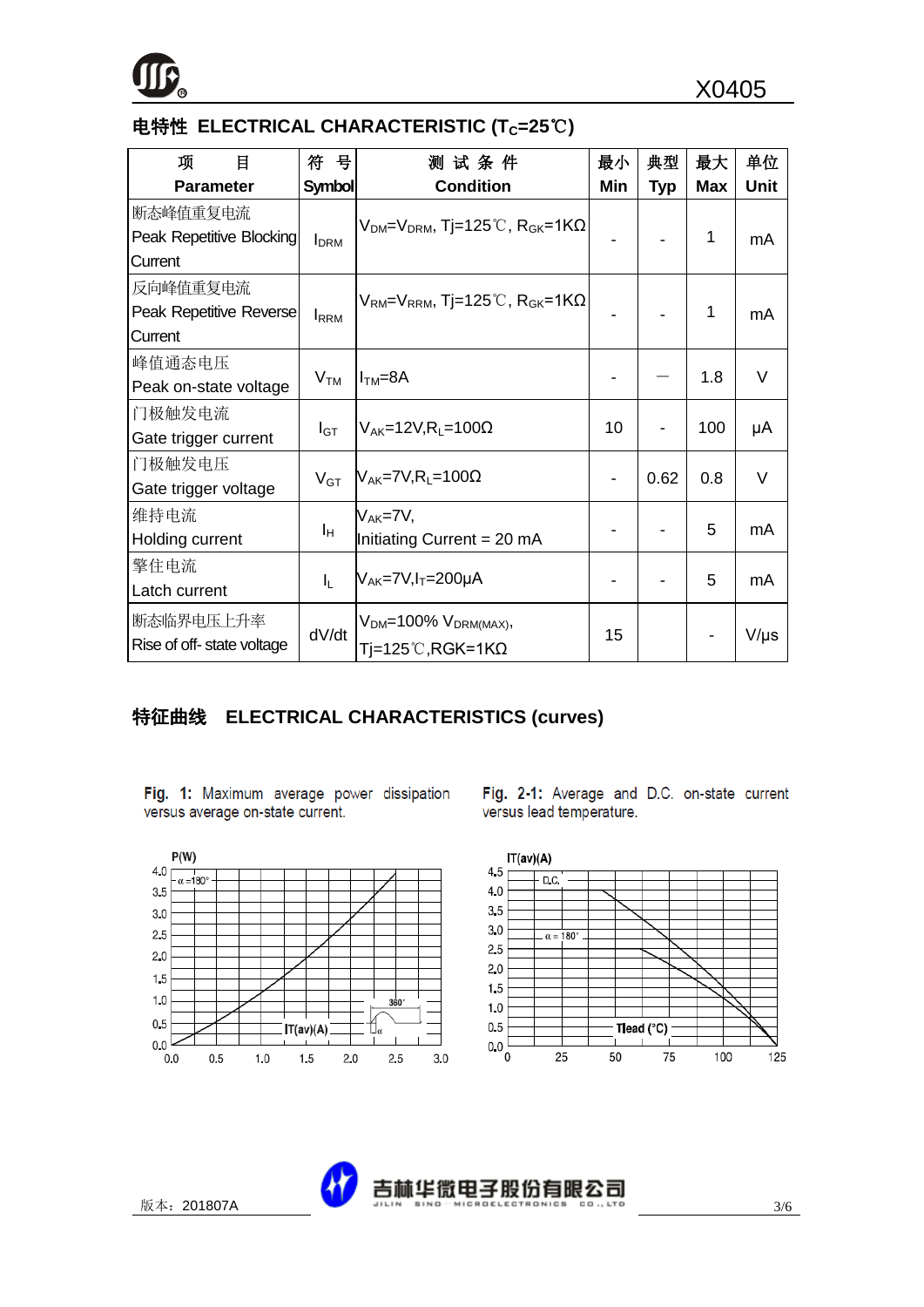## 电特性 ELECTRICAL CHARACTERISTIC ($T_C$=25℃)

| 项 目<br>Parameter | 符 号<br>Symbol | 测 试 条 件<br>Condition | 最小<br>Min | 典型<br>Typ | 最大<br>Max | 单位<br>Unit |
|---|---|---|---|---|---|---|
| 断态峰值重复电流<br>Peak Repetitive Blocking Current | $I_{DRM}$ | $V_{DM}$=$V_{DRM}$, Tj=125℃, $R_{GK}$=1KΩ | - | - | 1 | mA |
| 反向峰值重复电流<br>Peak Repetitive Reverse Current | $I_{RRM}$ | $V_{RM}$=$V_{RRM}$, Tj=125℃, $R_{GK}$=1KΩ | - | - | 1 | mA |
| 峰值通态电压<br>Peak on-state voltage | $V_{TM}$ | $I_{TM}$=8A | - | — | 1.8 | V |
| 门极触发电流<br>Gate trigger current | $I_{GT}$ | $V_{AK}$=12V,$R_L$=100Ω | 10 | - | 100 | μA |
| 门极触发电压<br>Gate trigger voltage | $V_{GT}$ | $V_{AK}$=7V,$R_L$=100Ω | - | 0.62 | 0.8 | V |
| 维持电流<br>Holding current | $I_H$ | $V_{AK}$=7V,<br>Initiating Current = 20 mA | - | - | 5 | mA |
| 擎住电流<br>Latch current | $I_L$ | $V_{AK}$=7V,$I_T$=200μA | - | - | 5 | mA |
| 断态临界电压上升率<br>Rise of off- state voltage | dV/dt | $V_{DM}$=100% $V_{DRM(MAX)}$,<br>Tj=125℃,RGK=1KΩ | 15 | | - | V/μs |

## 特征曲线 ELECTRICAL CHARACTERISTICS (curves)

**Fig. 1:** Maximum average power dissipation versus average on-state current.

**Fig. 2-1:** Average and D.C. on-state current versus lead temperature.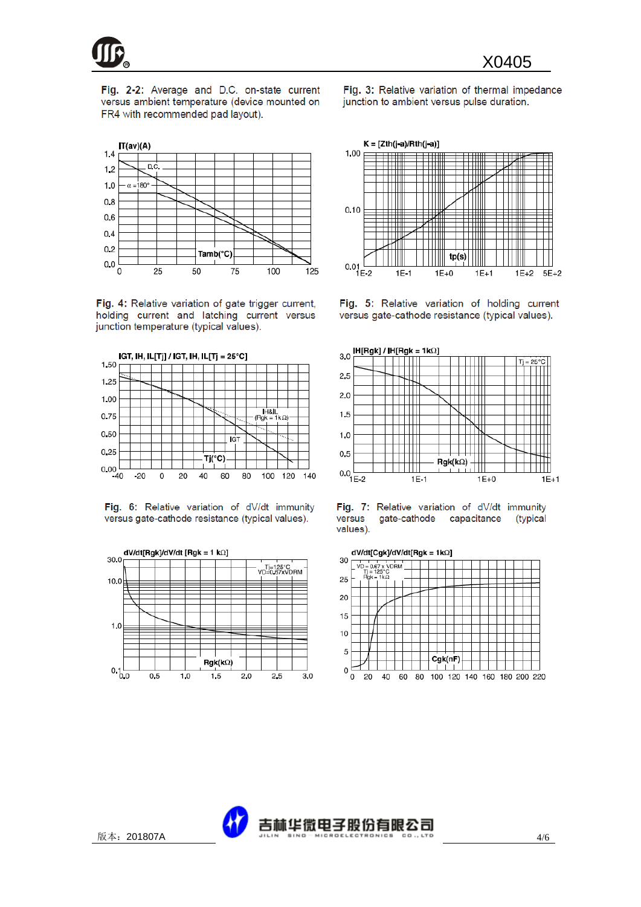**Fig. 2-2:** Average and D.C. on-state current versus ambient temperature (device mounted on FR4 with recommended pad layout).

**Fig. 3:** Relative variation of thermal impedance junction to ambient versus pulse duration.

**Fig. 4:** Relative variation of gate trigger current, holding current and latching current versus junction temperature (typical values).

**Fig. 5:** Relative variation of holding current versus gate-cathode resistance (typical values).

**Fig. 6:** Relative variation of dV/dt immunity versus gate-cathode resistance (typical values).

**Fig. 7:** Relative variation of dV/dt immunity versus gate-cathode capacitance (typical values).

版本：201807A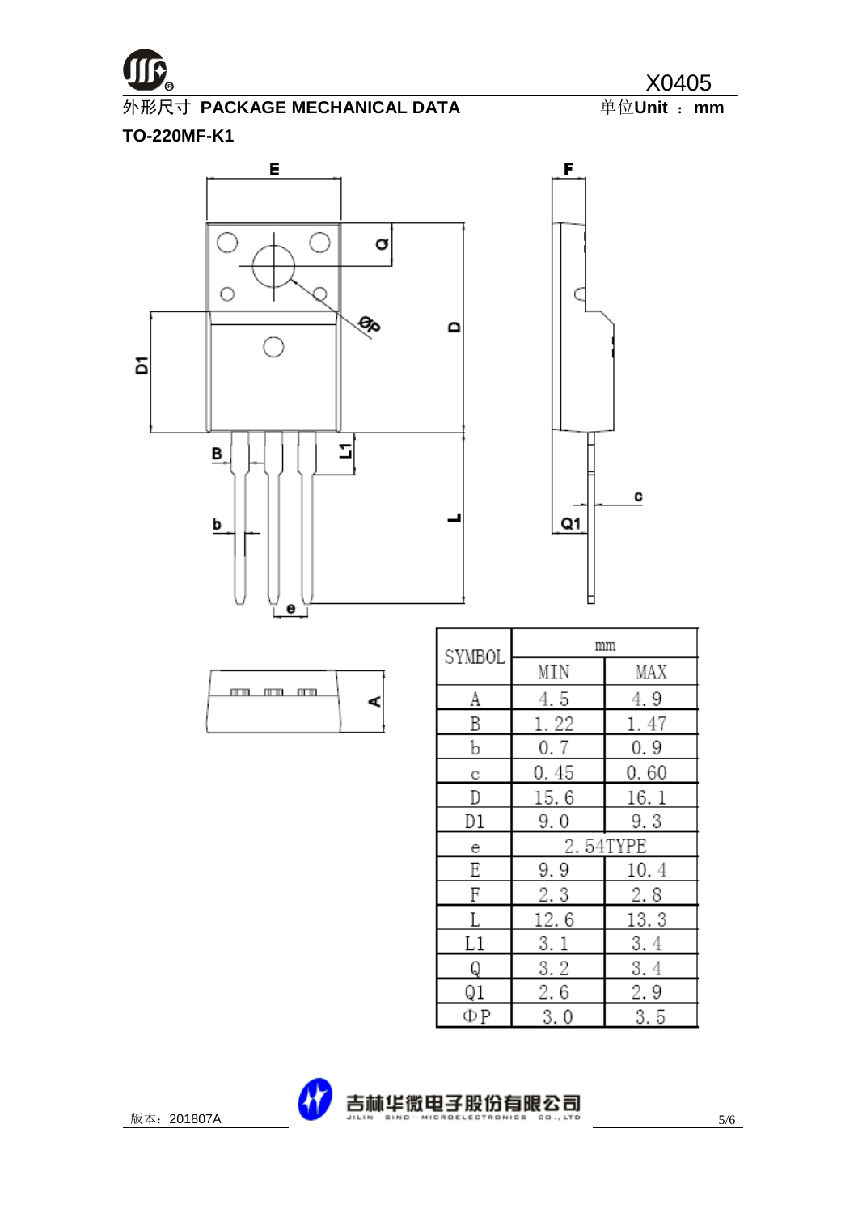## 外形尺寸 PACKAGE MECHANICAL DATA

单位**Unit ： mm**

**TO-220MF-K1**

| SYMBOL | mm | |
|---|---|---|
| | MIN | MAX |
| A | 4.5 | 4.9 |
| B | 1.22 | 1.47 |
| b | 0.7 | 0.9 |
| c | 0.45 | 0.60 |
| D | 15.6 | 16.1 |
| D1 | 9.0 | 9.3 |
| e | 2.54TYPE | |
| E | 9.9 | 10.4 |
| F | 2.3 | 2.8 |
| L | 12.6 | 13.3 |
| L1 | 3.1 | 3.4 |
| Q | 3.2 | 3.4 |
| Q1 | 2.6 | 2.9 |
| ΦP | 3.0 | 3.5 |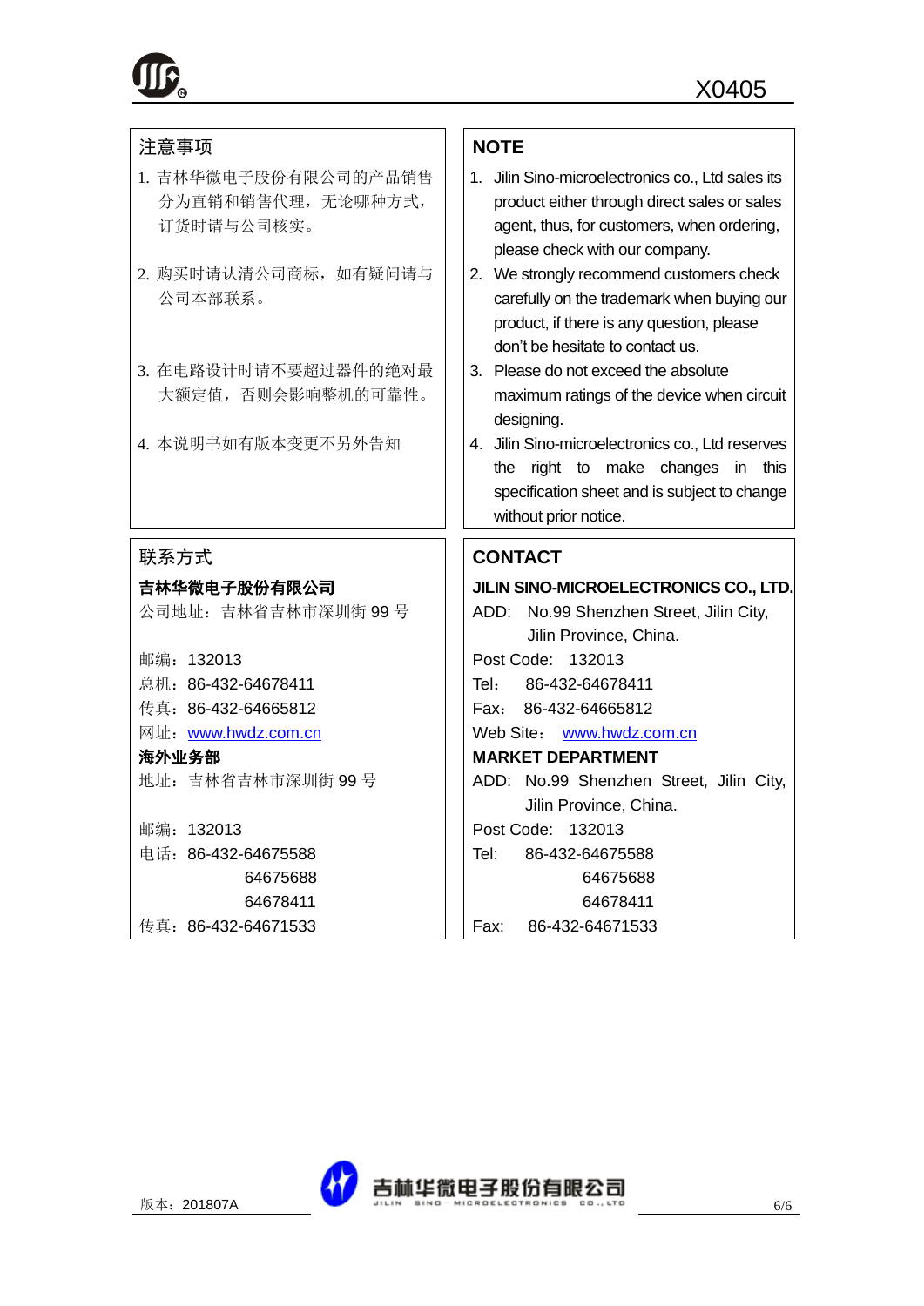## 注意事项

1. 吉林华微电子股份有限公司的产品销售分为直销和销售代理，无论哪种方式，订货时请与公司核实。
2. 购买时请认清公司商标，如有疑问请与公司本部联系。
3. 在电路设计时请不要超过器件的绝对最大额定值，否则会影响整机的可靠性。
4. 本说明书如有版本变更不另外告知

## NOTE

1. Jilin Sino-microelectronics co., Ltd sales its product either through direct sales or sales agent, thus, for customers, when ordering, please check with our company.
2. We strongly recommend customers check carefully on the trademark when buying our product, if there is any question, please don't be hesitate to contact us.
3. Please do not exceed the absolute maximum ratings of the device when circuit designing.
4. Jilin Sino-microelectronics co., Ltd reserves the right to make changes in this specification sheet and is subject to change without prior notice.

## 联系方式

**吉林华微电子股份有限公司**

公司地址：吉林省吉林市深圳街 99 号

邮编：132013

总机：86-432-64678411

传真：86-432-64665812

网址：www.hwdz.com.cn

**海外业务部**

地址：吉林省吉林市深圳街 99 号

邮编：132013

电话：86-432-64675588
64675688
64678411

传真：86-432-64671533

## CONTACT

**JILIN SINO-MICROELECTRONICS CO., LTD.**

ADD: No.99 Shenzhen Street, Jilin City, Jilin Province, China.

Post Code: 132013

Tel: 86-432-64678411

Fax: 86-432-64665812

Web Site: www.hwdz.com.cn

**MARKET DEPARTMENT**

ADD: No.99 Shenzhen Street, Jilin City, Jilin Province, China.

Post Code: 132013

Tel: 86-432-64675588
64675688
64678411

Fax: 86-432-64671533